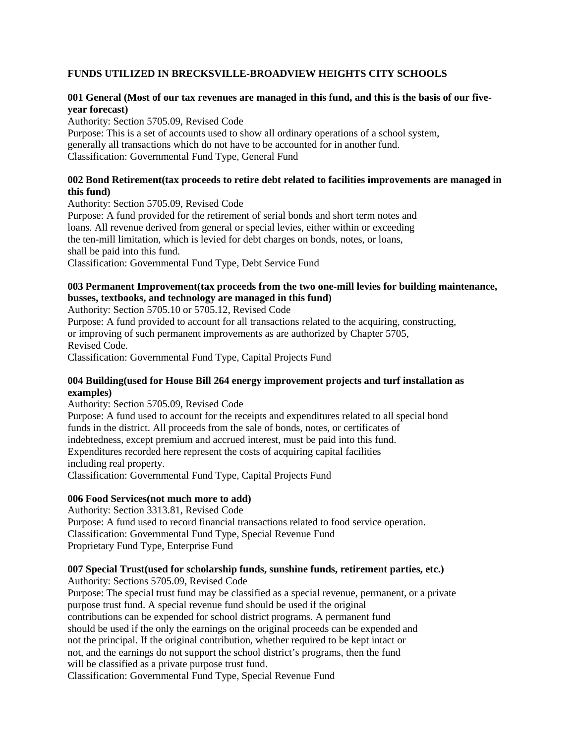**FUNDS UTILIZED IN BRECKSVILLE-BROADVIEW HEIGHTS CITY SCHOOLS**

**001 General (Most of our tax revenues are managed in this fund, and this is the basis of our five-year forecast)**

Authority: Section 5705.09, Revised Code
Purpose: This is a set of accounts used to show all ordinary operations of a school system, generally all transactions which do not have to be accounted for in another fund.
Classification: Governmental Fund Type, General Fund

**002 Bond Retirement(tax proceeds to retire debt related to facilities improvements are managed in this fund)**

Authority: Section 5705.09, Revised Code
Purpose: A fund provided for the retirement of serial bonds and short term notes and loans. All revenue derived from general or special levies, either within or exceeding the ten-mill limitation, which is levied for debt charges on bonds, notes, or loans, shall be paid into this fund.
Classification: Governmental Fund Type, Debt Service Fund

**003 Permanent Improvement(tax proceeds from the two one-mill levies for building maintenance, busses, textbooks, and technology are managed in this fund)**

Authority: Section 5705.10 or 5705.12, Revised Code
Purpose: A fund provided to account for all transactions related to the acquiring, constructing, or improving of such permanent improvements as are authorized by Chapter 5705, Revised Code.
Classification: Governmental Fund Type, Capital Projects Fund

**004 Building(used for House Bill 264 energy improvement projects and turf installation as examples)**

Authority: Section 5705.09, Revised Code
Purpose: A fund used to account for the receipts and expenditures related to all special bond funds in the district. All proceeds from the sale of bonds, notes, or certificates of indebtedness, except premium and accrued interest, must be paid into this fund. Expenditures recorded here represent the costs of acquiring capital facilities including real property.
Classification: Governmental Fund Type, Capital Projects Fund

**006 Food Services(not much more to add)**

Authority: Section 3313.81, Revised Code
Purpose: A fund used to record financial transactions related to food service operation.
Classification: Governmental Fund Type, Special Revenue Fund
Proprietary Fund Type, Enterprise Fund

**007 Special Trust(used for scholarship funds, sunshine funds, retirement parties, etc.)**

Authority: Sections 5705.09, Revised Code
Purpose: The special trust fund may be classified as a special revenue, permanent, or a private purpose trust fund. A special revenue fund should be used if the original contributions can be expended for school district programs. A permanent fund should be used if the only the earnings on the original proceeds can be expended and not the principal. If the original contribution, whether required to be kept intact or not, and the earnings do not support the school district's programs, then the fund will be classified as a private purpose trust fund.
Classification: Governmental Fund Type, Special Revenue Fund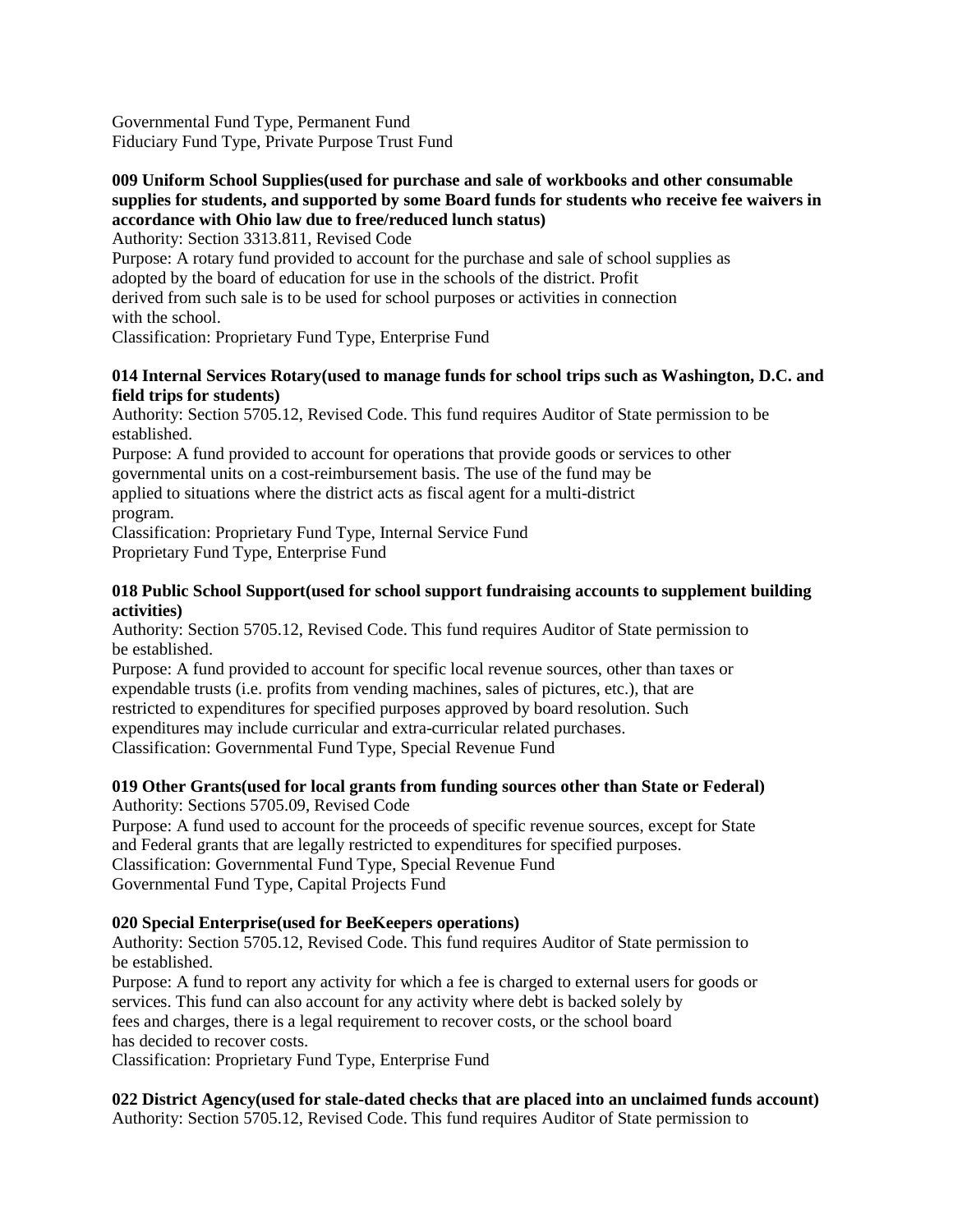Governmental Fund Type, Permanent Fund
Fiduciary Fund Type, Private Purpose Trust Fund

**009 Uniform School Supplies(used for purchase and sale of workbooks and other consumable supplies for students, and supported by some Board funds for students who receive fee waivers in accordance with Ohio law due to free/reduced lunch status)**

Authority: Section 3313.811, Revised Code
Purpose: A rotary fund provided to account for the purchase and sale of school supplies as adopted by the board of education for use in the schools of the district. Profit derived from such sale is to be used for school purposes or activities in connection with the school.
Classification: Proprietary Fund Type, Enterprise Fund

**014 Internal Services Rotary(used to manage funds for school trips such as Washington, D.C. and field trips for students)**

Authority: Section 5705.12, Revised Code. This fund requires Auditor of State permission to be established.
Purpose: A fund provided to account for operations that provide goods or services to other governmental units on a cost-reimbursement basis. The use of the fund may be applied to situations where the district acts as fiscal agent for a multi-district program.
Classification: Proprietary Fund Type, Internal Service Fund
Proprietary Fund Type, Enterprise Fund

**018 Public School Support(used for school support fundraising accounts to supplement building activities)**

Authority: Section 5705.12, Revised Code. This fund requires Auditor of State permission to be established.
Purpose: A fund provided to account for specific local revenue sources, other than taxes or expendable trusts (i.e. profits from vending machines, sales of pictures, etc.), that are restricted to expenditures for specified purposes approved by board resolution. Such expenditures may include curricular and extra-curricular related purchases.
Classification: Governmental Fund Type, Special Revenue Fund

**019 Other Grants(used for local grants from funding sources other than State or Federal)**

Authority: Sections 5705.09, Revised Code
Purpose: A fund used to account for the proceeds of specific revenue sources, except for State and Federal grants that are legally restricted to expenditures for specified purposes.
Classification: Governmental Fund Type, Special Revenue Fund
Governmental Fund Type, Capital Projects Fund

**020 Special Enterprise(used for BeeKeepers operations)**

Authority: Section 5705.12, Revised Code. This fund requires Auditor of State permission to be established.
Purpose: A fund to report any activity for which a fee is charged to external users for goods or services. This fund can also account for any activity where debt is backed solely by fees and charges, there is a legal requirement to recover costs, or the school board has decided to recover costs.
Classification: Proprietary Fund Type, Enterprise Fund

**022 District Agency(used for stale-dated checks that are placed into an unclaimed funds account)**

Authority: Section 5705.12, Revised Code. This fund requires Auditor of State permission to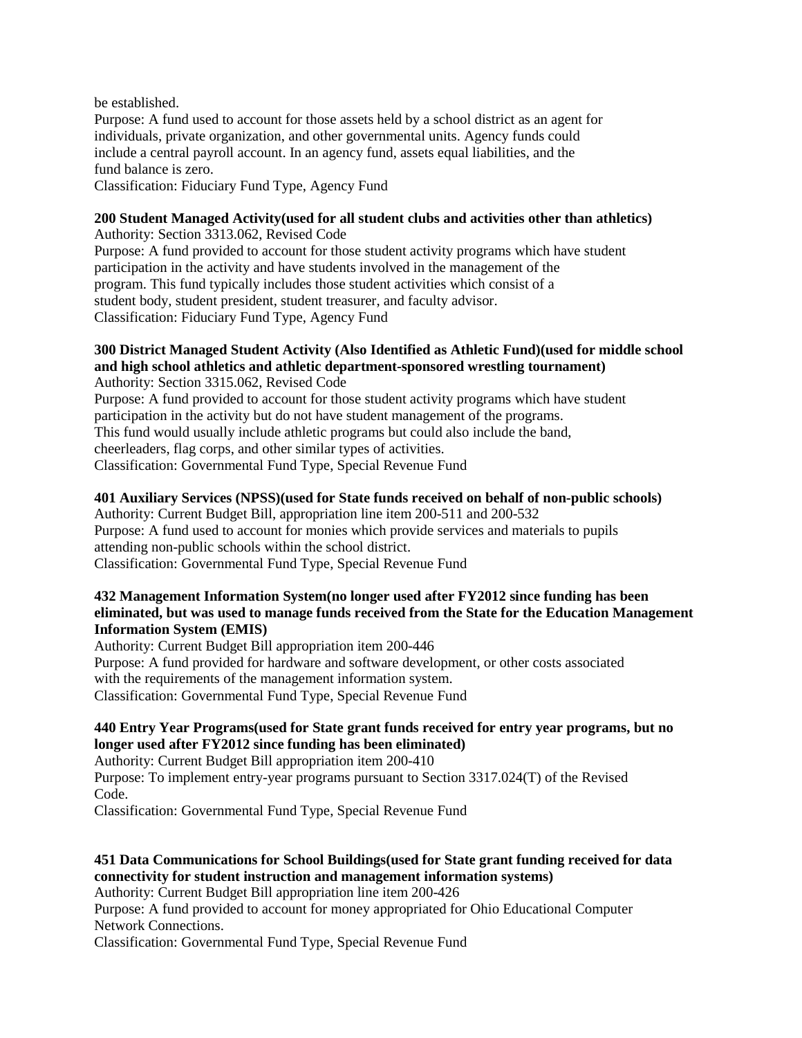be established.
Purpose: A fund used to account for those assets held by a school district as an agent for individuals, private organization, and other governmental units. Agency funds could include a central payroll account. In an agency fund, assets equal liabilities, and the fund balance is zero.
Classification: Fiduciary Fund Type, Agency Fund

**200 Student Managed Activity(used for all student clubs and activities other than athletics)**
Authority: Section 3313.062, Revised Code
Purpose: A fund provided to account for those student activity programs which have student participation in the activity and have students involved in the management of the program. This fund typically includes those student activities which consist of a student body, student president, student treasurer, and faculty advisor.
Classification: Fiduciary Fund Type, Agency Fund

**300 District Managed Student Activity (Also Identified as Athletic Fund)(used for middle school and high school athletics and athletic department-sponsored wrestling tournament)**
Authority: Section 3315.062, Revised Code
Purpose: A fund provided to account for those student activity programs which have student participation in the activity but do not have student management of the programs. This fund would usually include athletic programs but could also include the band, cheerleaders, flag corps, and other similar types of activities.
Classification: Governmental Fund Type, Special Revenue Fund

**401 Auxiliary Services (NPSS)(used for State funds received on behalf of non-public schools)**
Authority: Current Budget Bill, appropriation line item 200-511 and 200-532
Purpose: A fund used to account for monies which provide services and materials to pupils attending non-public schools within the school district.
Classification: Governmental Fund Type, Special Revenue Fund

**432 Management Information System(no longer used after FY2012 since funding has been eliminated, but was used to manage funds received from the State for the Education Management Information System (EMIS)**
Authority: Current Budget Bill appropriation item 200-446
Purpose: A fund provided for hardware and software development, or other costs associated with the requirements of the management information system.
Classification: Governmental Fund Type, Special Revenue Fund

**440 Entry Year Programs(used for State grant funds received for entry year programs, but no longer used after FY2012 since funding has been eliminated)**
Authority: Current Budget Bill appropriation item 200-410
Purpose: To implement entry-year programs pursuant to Section 3317.024(T) of the Revised Code.
Classification: Governmental Fund Type, Special Revenue Fund

**451 Data Communications for School Buildings(used for State grant funding received for data connectivity for student instruction and management information systems)**
Authority: Current Budget Bill appropriation line item 200-426
Purpose: A fund provided to account for money appropriated for Ohio Educational Computer Network Connections.
Classification: Governmental Fund Type, Special Revenue Fund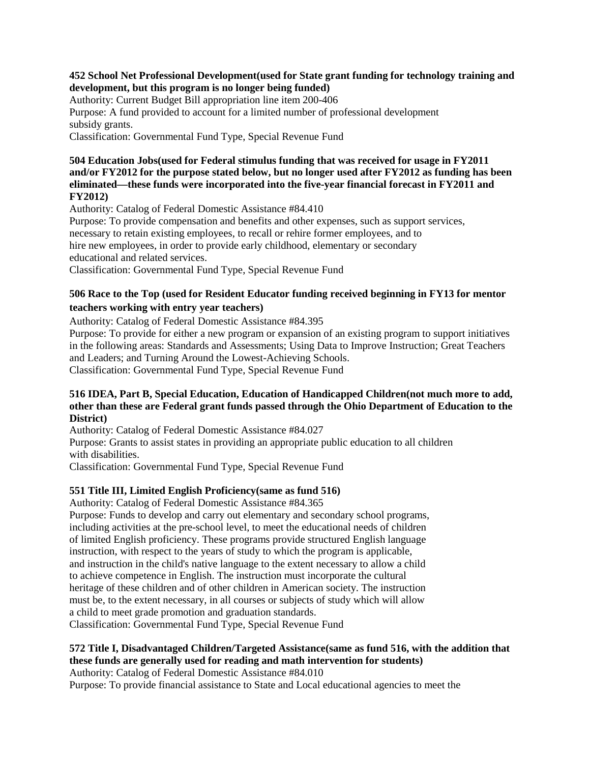**452 School Net Professional Development(used for State grant funding for technology training and development, but this program is no longer being funded)**
Authority: Current Budget Bill appropriation line item 200-406
Purpose: A fund provided to account for a limited number of professional development subsidy grants.
Classification: Governmental Fund Type, Special Revenue Fund

**504 Education Jobs(used for Federal stimulus funding that was received for usage in FY2011 and/or FY2012 for the purpose stated below, but no longer used after FY2012 as funding has been eliminated—these funds were incorporated into the five-year financial forecast in FY2011 and FY2012)**
Authority: Catalog of Federal Domestic Assistance #84.410
Purpose: To provide compensation and benefits and other expenses, such as support services, necessary to retain existing employees, to recall or rehire former employees, and to hire new employees, in order to provide early childhood, elementary or secondary educational and related services.
Classification: Governmental Fund Type, Special Revenue Fund

**506 Race to the Top (used for Resident Educator funding received beginning in FY13 for mentor teachers working with entry year teachers)**
Authority: Catalog of Federal Domestic Assistance #84.395
Purpose: To provide for either a new program or expansion of an existing program to support initiatives in the following areas: Standards and Assessments; Using Data to Improve Instruction; Great Teachers and Leaders; and Turning Around the Lowest-Achieving Schools.
Classification: Governmental Fund Type, Special Revenue Fund

**516 IDEA, Part B, Special Education, Education of Handicapped Children(not much more to add, other than these are Federal grant funds passed through the Ohio Department of Education to the District)**
Authority: Catalog of Federal Domestic Assistance #84.027
Purpose: Grants to assist states in providing an appropriate public education to all children with disabilities.
Classification: Governmental Fund Type, Special Revenue Fund

**551 Title III, Limited English Proficiency(same as fund 516)**
Authority: Catalog of Federal Domestic Assistance #84.365
Purpose: Funds to develop and carry out elementary and secondary school programs, including activities at the pre-school level, to meet the educational needs of children of limited English proficiency. These programs provide structured English language instruction, with respect to the years of study to which the program is applicable, and instruction in the child's native language to the extent necessary to allow a child to achieve competence in English. The instruction must incorporate the cultural heritage of these children and of other children in American society. The instruction must be, to the extent necessary, in all courses or subjects of study which will allow a child to meet grade promotion and graduation standards.
Classification: Governmental Fund Type, Special Revenue Fund

**572 Title I, Disadvantaged Children/Targeted Assistance(same as fund 516, with the addition that these funds are generally used for reading and math intervention for students)**
Authority: Catalog of Federal Domestic Assistance #84.010
Purpose: To provide financial assistance to State and Local educational agencies to meet the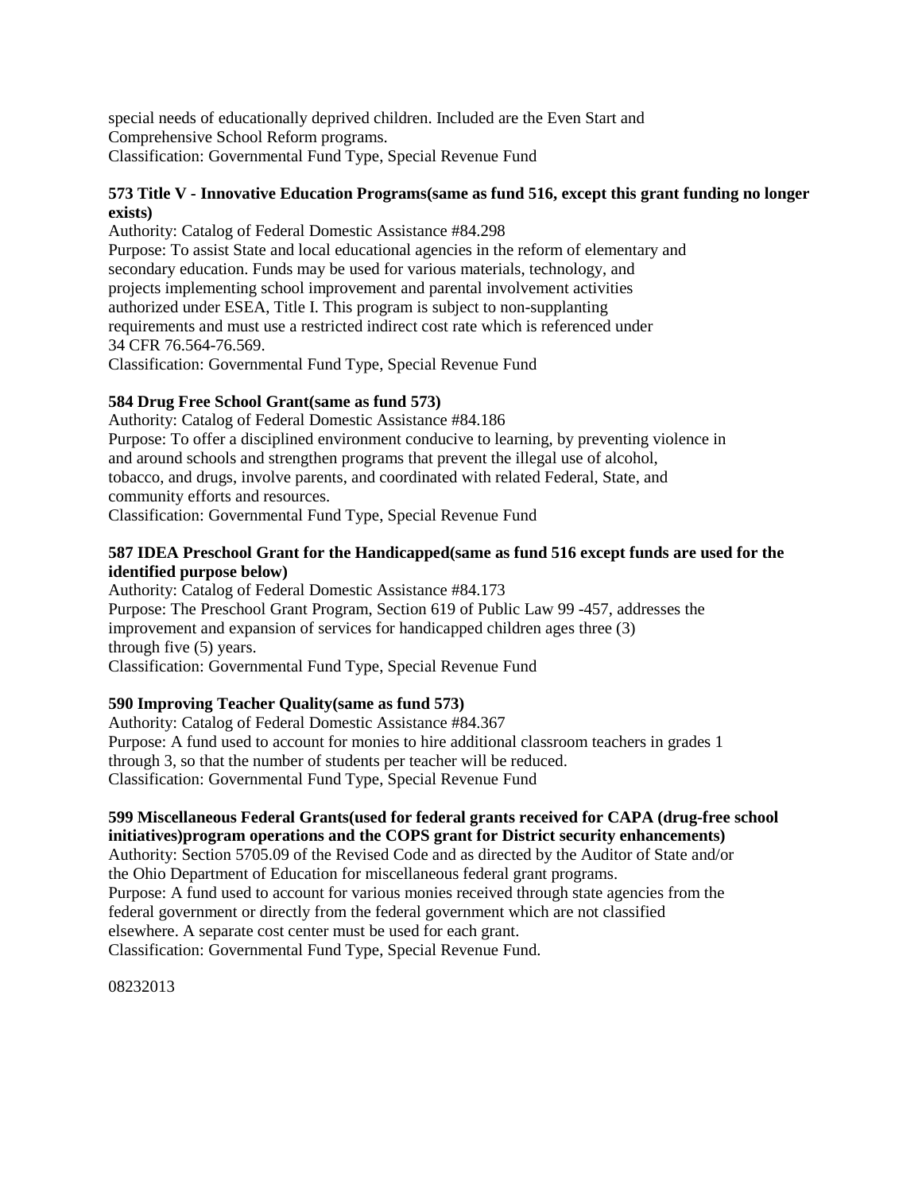special needs of educationally deprived children. Included are the Even Start and Comprehensive School Reform programs.
Classification: Governmental Fund Type, Special Revenue Fund

**573 Title V - Innovative Education Programs(same as fund 516, except this grant funding no longer exists)**

Authority: Catalog of Federal Domestic Assistance #84.298
Purpose: To assist State and local educational agencies in the reform of elementary and secondary education. Funds may be used for various materials, technology, and projects implementing school improvement and parental involvement activities authorized under ESEA, Title I. This program is subject to non-supplanting requirements and must use a restricted indirect cost rate which is referenced under 34 CFR 76.564-76.569.
Classification: Governmental Fund Type, Special Revenue Fund

**584 Drug Free School Grant(same as fund 573)**

Authority: Catalog of Federal Domestic Assistance #84.186
Purpose: To offer a disciplined environment conducive to learning, by preventing violence in and around schools and strengthen programs that prevent the illegal use of alcohol, tobacco, and drugs, involve parents, and coordinated with related Federal, State, and community efforts and resources.
Classification: Governmental Fund Type, Special Revenue Fund

**587 IDEA Preschool Grant for the Handicapped(same as fund 516 except funds are used for the identified purpose below)**

Authority: Catalog of Federal Domestic Assistance #84.173
Purpose: The Preschool Grant Program, Section 619 of Public Law 99 -457, addresses the improvement and expansion of services for handicapped children ages three (3) through five (5) years.
Classification: Governmental Fund Type, Special Revenue Fund

**590 Improving Teacher Quality(same as fund 573)**

Authority: Catalog of Federal Domestic Assistance #84.367
Purpose: A fund used to account for monies to hire additional classroom teachers in grades 1 through 3, so that the number of students per teacher will be reduced.
Classification: Governmental Fund Type, Special Revenue Fund

**599 Miscellaneous Federal Grants(used for federal grants received for CAPA (drug-free school initiatives)program operations and the COPS grant for District security enhancements)**

Authority: Section 5705.09 of the Revised Code and as directed by the Auditor of State and/or the Ohio Department of Education for miscellaneous federal grant programs.
Purpose: A fund used to account for various monies received through state agencies from the federal government or directly from the federal government which are not classified elsewhere. A separate cost center must be used for each grant.
Classification: Governmental Fund Type, Special Revenue Fund.

08232013